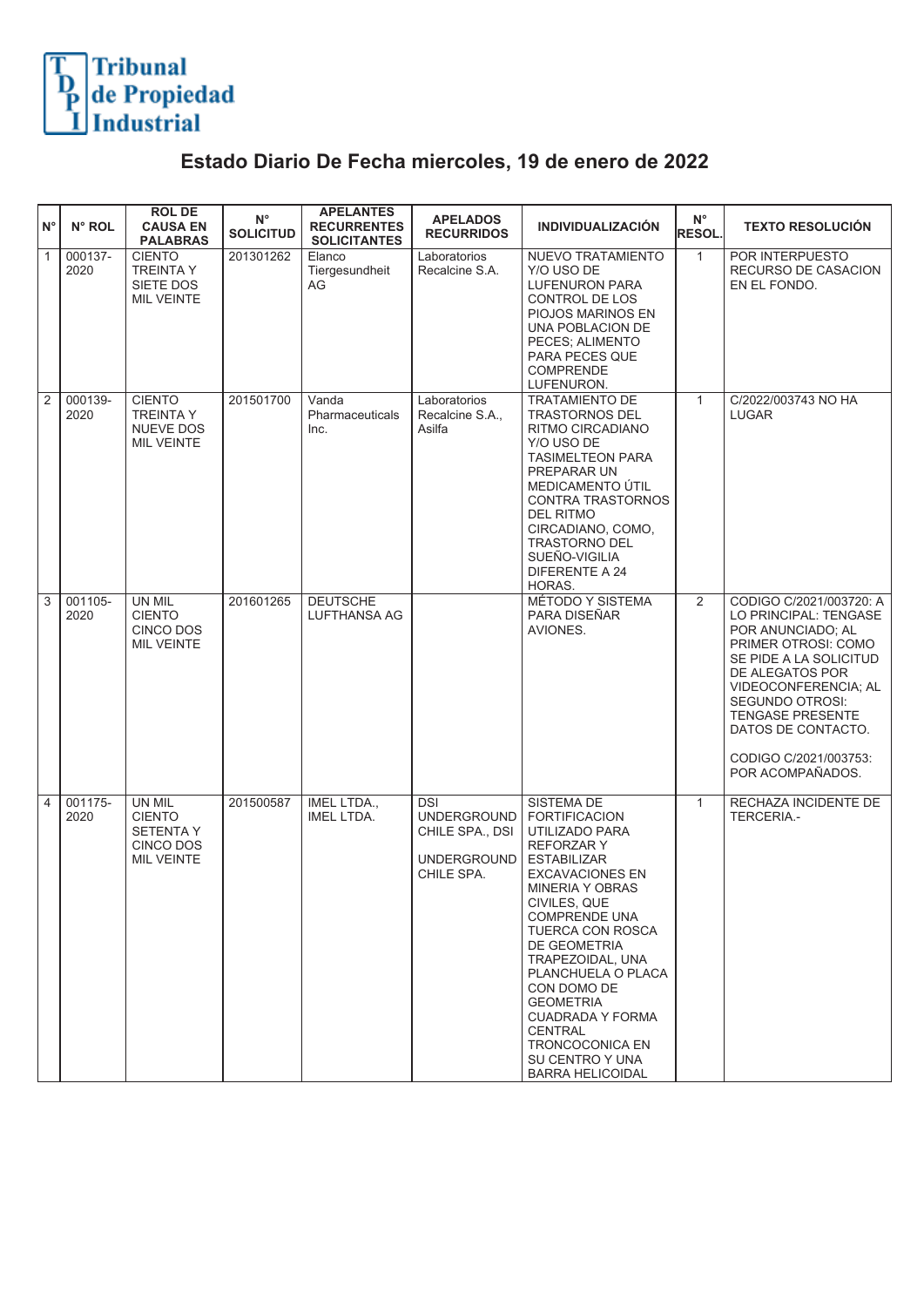Tribunal de Propiedad Industrial

# Estado Diario De Fecha miercoles, 19 de enero de 2022

| N° | N° ROL | ROL DE CAUSA EN PALABRAS | N° SOLICITUD | APELANTES RECURRENTES SOLICITANTES | APELADOS RECURRIDOS | INDIVIDUALIZACIÓN | N° RESOL. | TEXTO RESOLUCIÓN |
|---|---|---|---|---|---|---|---|---|
| 1 | 000137-2020 | CIENTO TREINTA Y SIETE DOS MIL VEINTE | 201301262 | Elanco Tiergesundheit AG | Laboratorios Recalcine S.A. | NUEVO TRATAMIENTO Y/O USO DE LUFENURON PARA CONTROL DE LOS PIOJOS MARINOS EN UNA POBLACION DE PECES; ALIMENTO PARA PECES QUE COMPRENDE LUFENURON. | 1 | POR INTERPUESTO RECURSO DE CASACION EN EL FONDO. |
| 2 | 000139-2020 | CIENTO TREINTA Y NUEVE DOS MIL VEINTE | 201501700 | Vanda Pharmaceuticals Inc. | Laboratorios Recalcine S.A., Asilfa | TRATAMIENTO DE TRASTORNOS DEL RITMO CIRCADIANO Y/O USO DE TASIMELTEON PARA PREPARAR UN MEDICAMENTO ÚTIL CONTRA TRASTORNOS DEL RITMO CIRCADIANO, COMO, TRASTORNO DEL SUEÑO-VIGILIA DIFERENTE A 24 HORAS. | 1 | C/2022/003743 NO HA LUGAR |
| 3 | 001105-2020 | UN MIL CIENTO CINCO DOS MIL VEINTE | 201601265 | DEUTSCHE LUFTHANSA AG | | MÉTODO Y SISTEMA PARA DISEÑAR AVIONES. | 2 | CODIGO C/2021/003720: A LO PRINCIPAL: TENGASE POR ANUNCIADO; AL PRIMER OTROSI: COMO SE PIDE A LA SOLICITUD DE ALEGATOS POR VIDEOCONFERENCIA; AL SEGUNDO OTROSI: TENGASE PRESENTE DATOS DE CONTACTO.<br><br>CODIGO C/2021/003753: POR ACOMPAÑADOS. |
| 4 | 001175-2020 | UN MIL CIENTO SETENTA Y CINCO DOS MIL VEINTE | 201500587 | IMEL LTDA., IMEL LTDA. | DSI UNDERGROUND CHILE SPA., DSI UNDERGROUND CHILE SPA. | SISTEMA DE FORTIFICACION UTILIZADO PARA REFORZAR Y ESTABILIZAR EXCAVACIONES EN MINERIA Y OBRAS CIVILES, QUE COMPRENDE UNA TUERCA CON ROSCA DE GEOMETRIA TRAPEZOIDAL, UNA PLANCHUELA O PLACA CON DOMO DE GEOMETRIA CUADRADA Y FORMA CENTRAL TRONCOCONICA EN SU CENTRO Y UNA BARRA HELICOIDAL | 1 | RECHAZA INCIDENTE DE TERCERIA.- |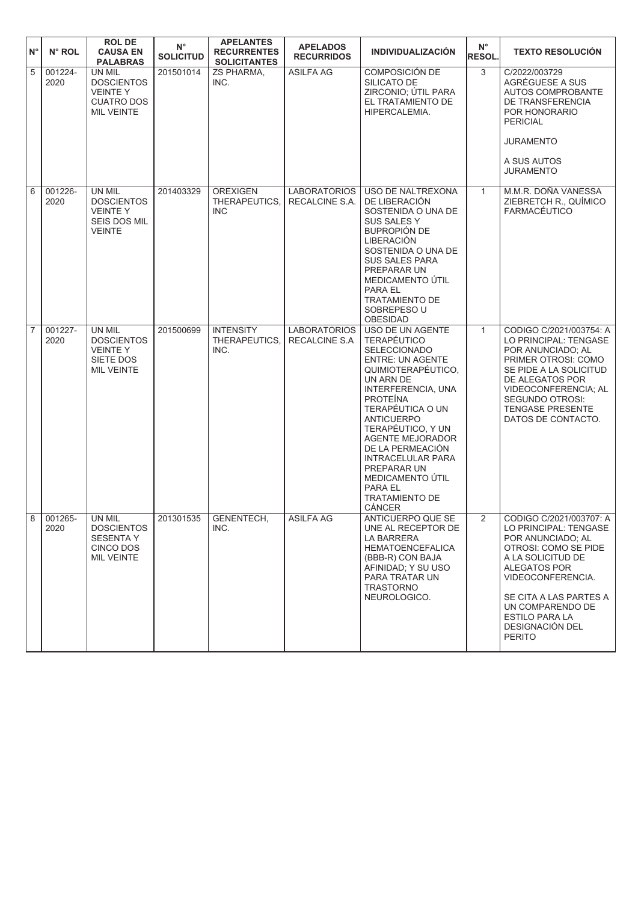| N° | N° ROL | ROL DE CAUSA EN PALABRAS | N° SOLICITUD | APELANTES RECURRENTES SOLICITANTES | APELADOS RECURRIDOS | INDIVIDUALIZACIÓN | N° RESOL. | TEXTO RESOLUCIÓN |
|---|---|---|---|---|---|---|---|---|
| 5 | 001224-2020 | UN MIL DOSCIENTOS VEINTE Y CUATRO DOS MIL VEINTE | 201501014 | ZS PHARMA, INC. | ASILFA AG | COMPOSICIÓN DE SILICATO DE ZIRCONIO; ÚTIL PARA EL TRATAMIENTO DE HIPERCALEMIA. | 3 | C/2022/003729 AGRÉGUESE A SUS AUTOS COMPROBANTE DE TRANSFERENCIA POR HONORARIO PERICIAL<br><br>JURAMENTO<br><br>A SUS AUTOS JURAMENTO |
| 6 | 001226-2020 | UN MIL DOSCIENTOS VEINTE Y SEIS DOS MIL VEINTE | 201403329 | OREXIGEN THERAPEUTICS, INC | LABORATORIOS RECALCINE S.A. | USO DE NALTREXONA DE LIBERACIÓN SOSTENIDA O UNA DE SUS SALES Y BUPROPIÓN DE LIBERACIÓN SOSTENIDA O UNA DE SUS SALES PARA PREPARAR UN MEDICAMENTO ÚTIL PARA EL TRATAMIENTO DE SOBREPESO U OBESIDAD | 1 | M.M.R. DOÑA VANESSA ZIEBRETCH R., QUÍMICO FARMACÉUTICO |
| 7 | 001227-2020 | UN MIL DOSCIENTOS VEINTE Y SIETE DOS MIL VEINTE | 201500699 | INTENSITY THERAPEUTICS, INC. | LABORATORIOS RECALCINE S.A | USO DE UN AGENTE TERAPÉUTICO SELECCIONADO ENTRE: UN AGENTE QUIMIOTERAPÉUTICO, UN ARN DE INTERFERENCIA, UNA PROTEÍNA TERAPÉUTICA O UN ANTICUERPO TERAPÉUTICO, Y UN AGENTE MEJORADOR DE LA PERMEACIÓN INTRACELULAR PARA PREPARAR UN MEDICAMENTO ÚTIL PARA EL TRATAMIENTO DE CÁNCER | 1 | CODIGO C/2021/003754: A LO PRINCIPAL: TENGASE POR ANUNCIADO; AL PRIMER OTROSI: COMO SE PIDE A LA SOLICITUD DE ALEGATOS POR VIDEOCONFERENCIA; AL SEGUNDO OTROSI: TENGASE PRESENTE DATOS DE CONTACTO. |
| 8 | 001265-2020 | UN MIL DOSCIENTOS SESENTA Y CINCO DOS MIL VEINTE | 201301535 | GENENTECH, INC. | ASILFA AG | ANTICUERPO QUE SE UNE AL RECEPTOR DE LA BARRERA HEMATOENCEFALICA (BBB-R) CON BAJA AFINIDAD; Y SU USO PARA TRATAR UN TRASTORNO NEUROLOGICO. | 2 | CODIGO C/2021/003707: A LO PRINCIPAL: TENGASE POR ANUNCIADO; AL OTROSI: COMO SE PIDE A LA SOLICITUD DE ALEGATOS POR VIDEOCONFERENCIA.<br><br>SE CITA A LAS PARTES A UN COMPARENDO DE ESTILO PARA LA DESIGNACIÓN DEL PERITO |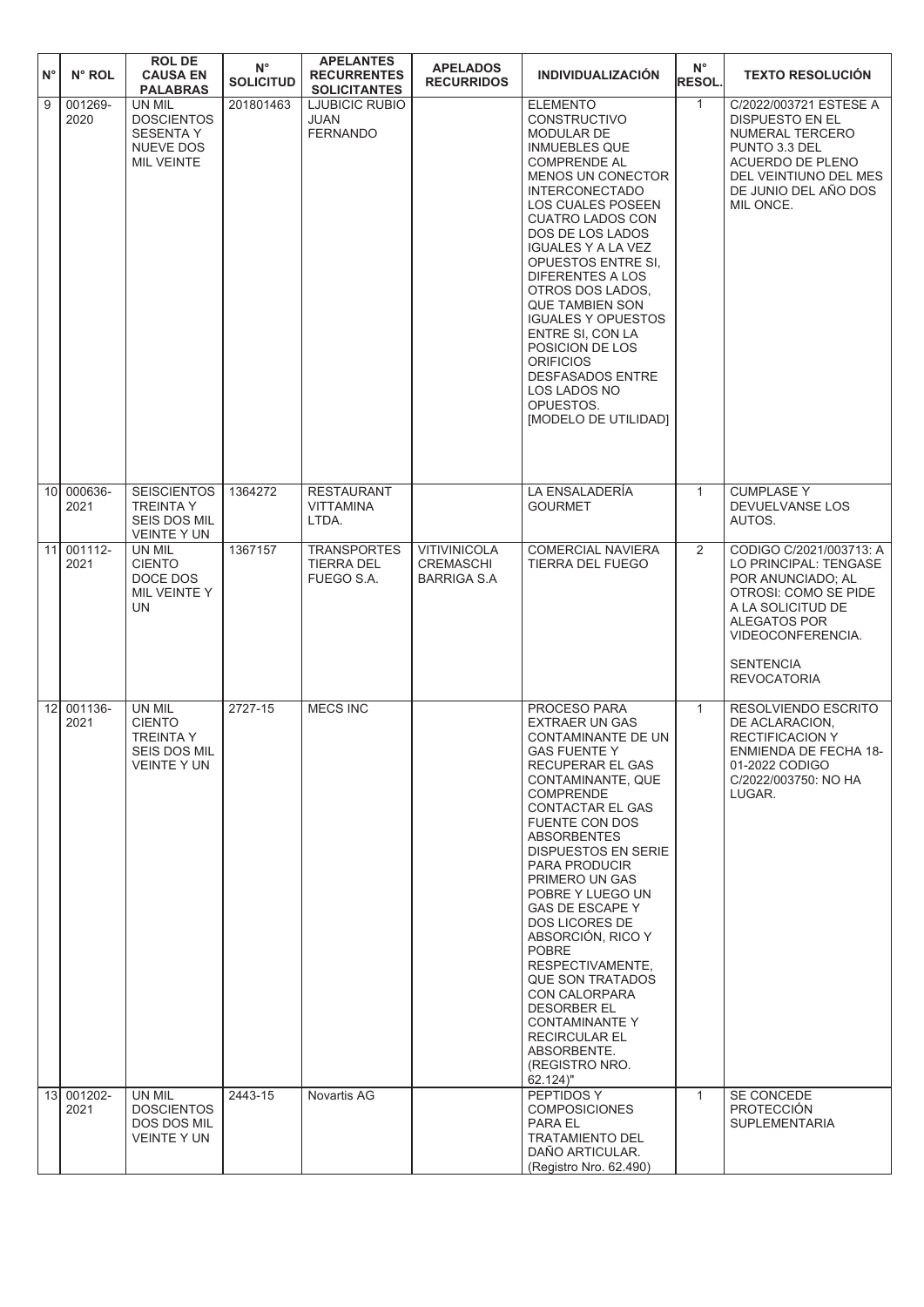| N° | N° ROL | ROL DE CAUSA EN PALABRAS | N° SOLICITUD | APELANTES RECURRENTES SOLICITANTES | APELADOS RECURRIDOS | INDIVIDUALIZACIÓN | N° RESOL. | TEXTO RESOLUCIÓN |
|---|---|---|---|---|---|---|---|---|
| 9 | 001269-2020 | UN MIL DOSCIENTOS SESENTA Y NUEVE DOS MIL VEINTE | 201801463 | LJUBICIC RUBIO JUAN FERNANDO | | ELEMENTO CONSTRUCTIVO MODULAR DE INMUEBLES QUE COMPRENDE AL MENOS UN CONECTOR INTERCONECTADO LOS CUALES POSEEN CUATRO LADOS CON DOS DE LOS LADOS IGUALES Y A LA VEZ OPUESTOS ENTRE SI, DIFERENTES A LOS OTROS DOS LADOS, QUE TAMBIEN SON IGUALES Y OPUESTOS ENTRE SI, CON LA POSICION DE LOS ORIFICIOS DESFASADOS ENTRE LOS LADOS NO OPUESTOS. [MODELO DE UTILIDAD] | 1 | C/2022/003721 ESTESE A DISPUESTO EN EL NUMERAL TERCERO PUNTO 3.3 DEL ACUERDO DE PLENO DEL VEINTIUNO DEL MES DE JUNIO DEL AÑO DOS MIL ONCE. |
| 10 | 000636-2021 | SEISCIENTOS TREINTA Y SEIS DOS MIL VEINTE Y UN | 1364272 | RESTAURANT VITTAMINA LTDA. | | LA ENSALADERÍA GOURMET | 1 | CUMPLASE Y DEVUELVANSE LOS AUTOS. |
| 11 | 001112-2021 | UN MIL CIENTO DOCE DOS MIL VEINTE Y UN | 1367157 | TRANSPORTES TIERRA DEL FUEGO S.A. | VITIVINICOLA CREMASCHI BARRIGA S.A | COMERCIAL NAVIERA TIERRA DEL FUEGO | 2 | CODIGO C/2021/003713: A LO PRINCIPAL: TENGASE POR ANUNCIADO; AL OTROSI: COMO SE PIDE A LA SOLICITUD DE ALEGATOS POR VIDEOCONFERENCIA.<br><br>SENTENCIA REVOCATORIA |
| 12 | 001136-2021 | UN MIL CIENTO TREINTA Y SEIS DOS MIL VEINTE Y UN | 2727-15 | MECS INC | | PROCESO PARA EXTRAER UN GAS CONTAMINANTE DE UN GAS FUENTE Y RECUPERAR EL GAS CONTAMINANTE, QUE COMPRENDE CONTACTAR EL GAS FUENTE CON DOS ABSORBENTES DISPUESTOS EN SERIE PARA PRODUCIR PRIMERO UN GAS POBRE Y LUEGO UN GAS DE ESCAPE Y DOS LICORES DE ABSORCIÓN, RICO Y POBRE RESPECTIVAMENTE, QUE SON TRATADOS CON CALORPARA DESORBER EL CONTAMINANTE Y RECIRCULAR EL ABSORBENTE. (REGISTRO NRO. 62.124)" | 1 | RESOLVIENDO ESCRITO DE ACLARACION, RECTIFICACION Y ENMIENDA DE FECHA 18-01-2022 CODIGO C/2022/003750: NO HA LUGAR. |
| 13 | 001202-2021 | UN MIL DOSCIENTOS DOS DOS MIL VEINTE Y UN | 2443-15 | Novartis AG | | PEPTIDOS Y COMPOSICIONES PARA EL TRATAMIENTO DEL DAÑO ARTICULAR. (Registro Nro. 62.490) | 1 | SE CONCEDE PROTECCIÓN SUPLEMENTARIA |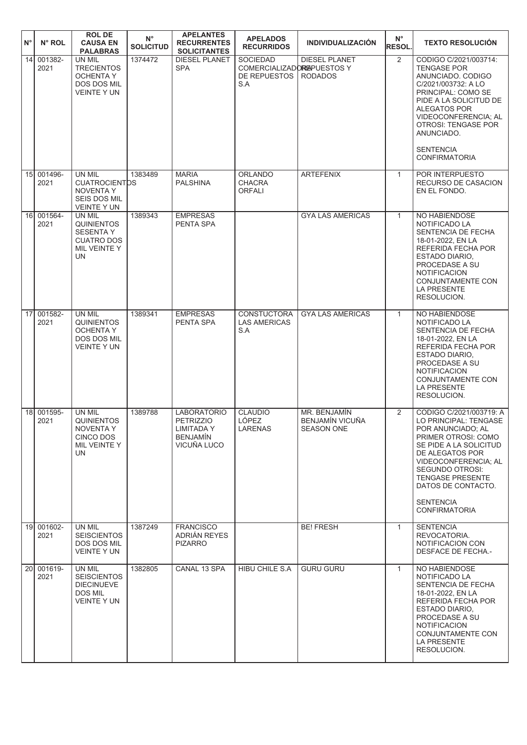| N° | N° ROL | ROL DE CAUSA EN PALABRAS | N° SOLICITUD | APELANTES RECURRENTES SOLICITANTES | APELADOS RECURRIDOS | INDIVIDUALIZACIÓN | N° RESOL. | TEXTO RESOLUCIÓN |
|---|---|---|---|---|---|---|---|---|
| 14 | 001382-2021 | UN MIL TRECIENTOS OCHENTA Y DOS DOS MIL VEINTE Y UN | 1374472 | DIESEL PLANET SPA | SOCIEDAD COMERCIALIZADORA DE REPUESTOS S.A | DIESEL PLANET REPUESTOS Y RODADOS | 2 | CODIGO C/2021/003714: TENGASE POR ANUNCIADO. CODIGO C/2021/003732: A LO PRINCIPAL: COMO SE PIDE A LA SOLICITUD DE ALEGATOS POR VIDEOCONFERENCIA; AL OTROSI: TENGASE POR ANUNCIADO. SENTENCIA CONFIRMATORIA |
| 15 | 001496-2021 | UN MIL CUATROCIENTOS NOVENTA Y SEIS DOS MIL VEINTE Y UN | 1383489 | MARIA PALSHINA | ORLANDO CHACRA ORFALI | ARTEFENIX | 1 | POR INTERPUESTO RECURSO DE CASACION EN EL FONDO. |
| 16 | 001564-2021 | UN MIL QUINIENTOS SESENTA Y CUATRO DOS MIL VEINTE Y UN | 1389343 | EMPRESAS PENTA SPA | | GYA LAS AMERICAS | 1 | NO HABIENDOSE NOTIFICADO LA SENTENCIA DE FECHA 18-01-2022, EN LA REFERIDA FECHA POR ESTADO DIARIO, PROCEDASE A SU NOTIFICACION CONJUNTAMENTE CON LA PRESENTE RESOLUCION. |
| 17 | 001582-2021 | UN MIL QUINIENTOS OCHENTA Y DOS DOS MIL VEINTE Y UN | 1389341 | EMPRESAS PENTA SPA | CONSTUCTORA LAS AMERICAS S.A | GYA LAS AMERICAS | 1 | NO HABIENDOSE NOTIFICADO LA SENTENCIA DE FECHA 18-01-2022, EN LA REFERIDA FECHA POR ESTADO DIARIO, PROCEDASE A SU NOTIFICACION CONJUNTAMENTE CON LA PRESENTE RESOLUCION. |
| 18 | 001595-2021 | UN MIL QUINIENTOS NOVENTA Y CINCO DOS MIL VEINTE Y UN | 1389788 | LABORATORIO PETRIZZIO LIMITADA Y BENJAMÍN VICUÑA LUCO | CLAUDIO LÓPEZ LARENAS | MR. BENJAMÍN BENJAMÍN VICUÑA SEASON ONE | 2 | CODIGO C/2021/003719: A LO PRINCIPAL: TENGASE POR ANUNCIADO; AL PRIMER OTROSI: COMO SE PIDE A LA SOLICITUD DE ALEGATOS POR VIDEOCONFERENCIA; AL SEGUNDO OTROSI: TENGASE PRESENTE DATOS DE CONTACTO. SENTENCIA CONFIRMATORIA |
| 19 | 001602-2021 | UN MIL SEISCIENTOS DOS DOS MIL VEINTE Y UN | 1387249 | FRANCISCO ADRIÁN REYES PIZARRO | | BE! FRESH | 1 | SENTENCIA REVOCATORIA. NOTIFICACION CON DESFACE DE FECHA.- |
| 20 | 001619-2021 | UN MIL SEISCIENTOS DIECINUEVE DOS MIL VEINTE Y UN | 1382805 | CANAL 13 SPA | HIBU CHILE S.A | GURU GURU | 1 | NO HABIENDOSE NOTIFICADO LA SENTENCIA DE FECHA 18-01-2022, EN LA REFERIDA FECHA POR ESTADO DIARIO, PROCEDASE A SU NOTIFICACION CONJUNTAMENTE CON LA PRESENTE RESOLUCION. |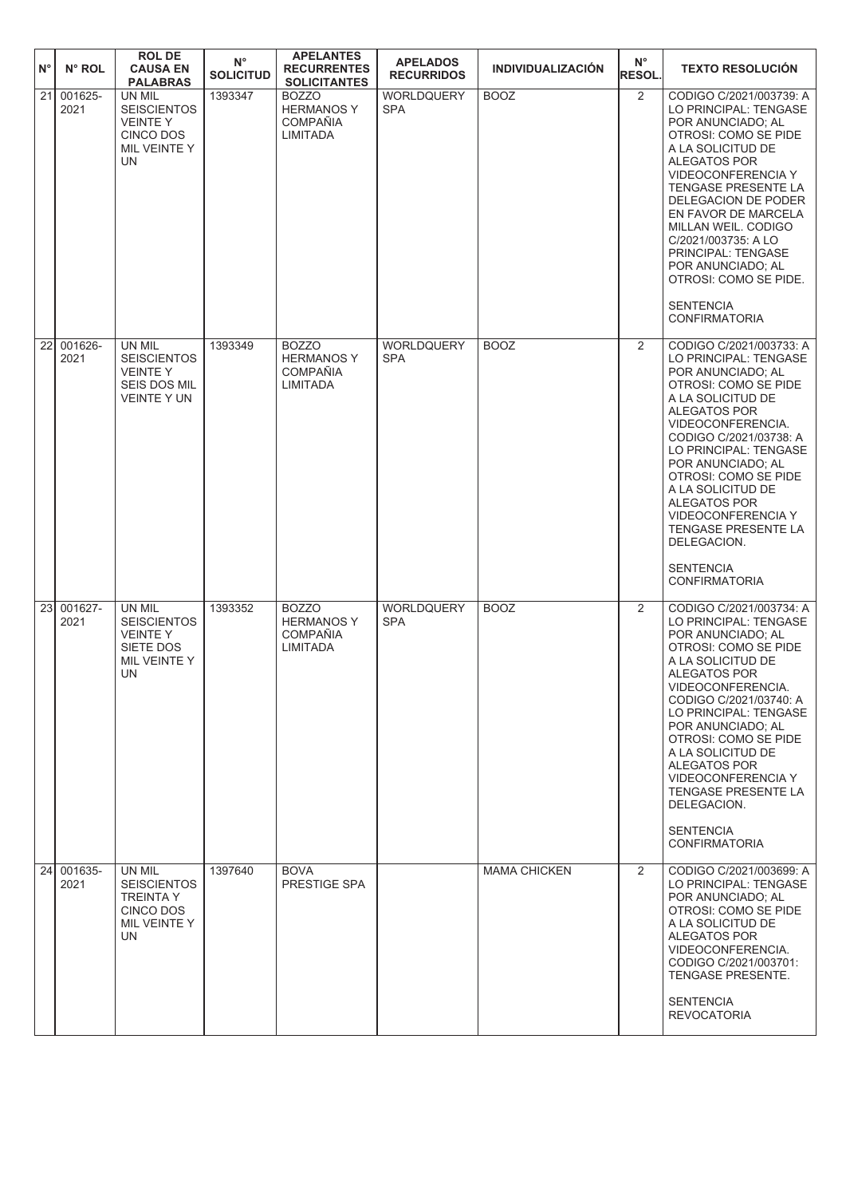| N° | N° ROL | ROL DE CAUSA EN PALABRAS | N° SOLICITUD | APELANTES RECURRENTES SOLICITANTES | APELADOS RECURRIDOS | INDIVIDUALIZACIÓN | N° RESOL. | TEXTO RESOLUCIÓN |
|---|---|---|---|---|---|---|---|---|
| 21 | 001625-2021 | UN MIL SEISCIENTOS VEINTE Y CINCO DOS MIL VEINTE Y UN | 1393347 | BOZZO HERMANOS Y COMPAÑIA LIMITADA | WORLDQUERY SPA | BOOZ | 2 | CODIGO C/2021/003739: A LO PRINCIPAL: TENGASE POR ANUNCIADO; AL OTROSI: COMO SE PIDE A LA SOLICITUD DE ALEGATOS POR VIDEOCONFERENCIA Y TENGASE PRESENTE LA DELEGACION DE PODER EN FAVOR DE MARCELA MILLAN WEIL. CODIGO C/2021/003735: A LO PRINCIPAL: TENGASE POR ANUNCIADO; AL OTROSI: COMO SE PIDE. SENTENCIA CONFIRMATORIA |
| 22 | 001626-2021 | UN MIL SEISCIENTOS VEINTE Y SEIS DOS MIL VEINTE Y UN | 1393349 | BOZZO HERMANOS Y COMPAÑIA LIMITADA | WORLDQUERY SPA | BOOZ | 2 | CODIGO C/2021/003733: A LO PRINCIPAL: TENGASE POR ANUNCIADO; AL OTROSI: COMO SE PIDE A LA SOLICITUD DE ALEGATOS POR VIDEOCONFERENCIA. CODIGO C/2021/03738: A LO PRINCIPAL: TENGASE POR ANUNCIADO; AL OTROSI: COMO SE PIDE A LA SOLICITUD DE ALEGATOS POR VIDEOCONFERENCIA Y TENGASE PRESENTE LA DELEGACION. SENTENCIA CONFIRMATORIA |
| 23 | 001627-2021 | UN MIL SEISCIENTOS VEINTE Y SIETE DOS MIL VEINTE Y UN | 1393352 | BOZZO HERMANOS Y COMPAÑIA LIMITADA | WORLDQUERY SPA | BOOZ | 2 | CODIGO C/2021/003734: A LO PRINCIPAL: TENGASE POR ANUNCIADO; AL OTROSI: COMO SE PIDE A LA SOLICITUD DE ALEGATOS POR VIDEOCONFERENCIA. CODIGO C/2021/03740: A LO PRINCIPAL: TENGASE POR ANUNCIADO; AL OTROSI: COMO SE PIDE A LA SOLICITUD DE ALEGATOS POR VIDEOCONFERENCIA Y TENGASE PRESENTE LA DELEGACION. SENTENCIA CONFIRMATORIA |
| 24 | 001635-2021 | UN MIL SEISCIENTOS TREINTA Y CINCO DOS MIL VEINTE Y UN | 1397640 | BOVA PRESTIGE SPA | | MAMA CHICKEN | 2 | CODIGO C/2021/003699: A LO PRINCIPAL: TENGASE POR ANUNCIADO; AL OTROSI: COMO SE PIDE A LA SOLICITUD DE ALEGATOS POR VIDEOCONFERENCIA. CODIGO C/2021/003701: TENGASE PRESENTE. SENTENCIA REVOCATORIA |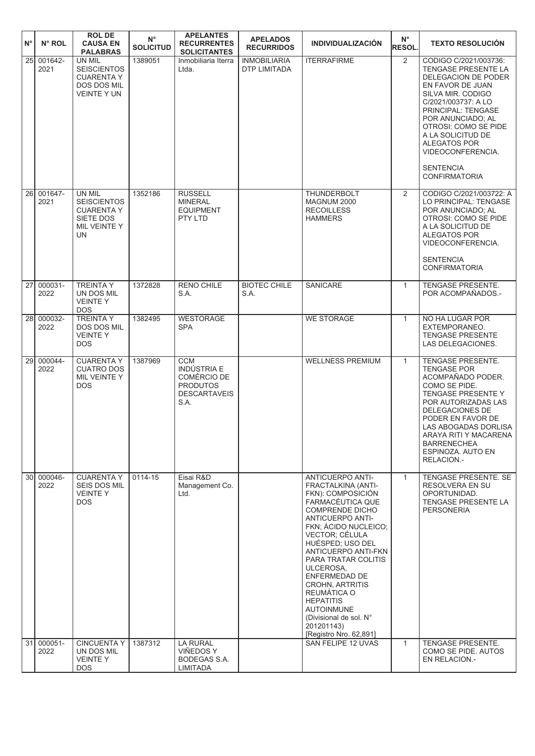| N° | N° ROL | ROL DE CAUSA EN PALABRAS | N° SOLICITUD | APELANTES RECURRENTES SOLICITANTES | APELADOS RECURRIDOS | INDIVIDUALIZACIÓN | N° RESOL. | TEXTO RESOLUCIÓN |
|---|---|---|---|---|---|---|---|---|
| 25 | 001642-2021 | UN MIL SEISCIENTOS CUARENTA Y DOS DOS MIL VEINTE Y UN | 1389051 | Inmobiliaria Iterra Ltda. | INMOBILIARIA DTP LIMITADA | ITERRAFIRME | 2 | CODIGO C/2021/003736: TENGASE PRESENTE LA DELEGACION DE PODER EN FAVOR DE JUAN SILVA MIR. CODIGO C/2021/003737: A LO PRINCIPAL: TENGASE POR ANUNCIADO; AL OTROSI: COMO SE PIDE A LA SOLICITUD DE ALEGATOS POR VIDEOCONFERENCIA. SENTENCIA CONFIRMATORIA |
| 26 | 001647-2021 | UN MIL SEISCIENTOS CUARENTA Y SIETE DOS MIL VEINTE Y UN | 1352186 | RUSSELL MINERAL EQUIPMENT PTY LTD | | THUNDERBOLT MAGNUM 2000 RECOILLESS HAMMERS | 2 | CODIGO C/2021/003722: A LO PRINCIPAL: TENGASE POR ANUNCIADO; AL OTROSI: COMO SE PIDE A LA SOLICITUD DE ALEGATOS POR VIDEOCONFERENCIA. SENTENCIA CONFIRMATORIA |
| 27 | 000031-2022 | TREINTA Y UN DOS MIL VEINTE Y DOS | 1372828 | RENO CHILE S.A. | BIOTEC CHILE S.A. | SANICARE | 1 | TENGASE PRESENTE. POR ACOMPAÑADOS.- |
| 28 | 000032-2022 | TREINTA Y DOS DOS MIL VEINTE Y DOS | 1382495 | WESTORAGE SPA | | WE STORAGE | 1 | NO HA LUGAR POR EXTEMPORANEO. TENGASE PRESENTE LAS DELEGACIONES. |
| 29 | 000044-2022 | CUARENTA Y CUATRO DOS MIL VEINTE Y DOS | 1387969 | CCM INDÚSTRIA E COMÉRCIO DE PRODUTOS DESCARTAVEIS S.A. | | WELLNESS PREMIUM | 1 | TENGASE PRESENTE. TENGASE POR ACOMPAÑADO PODER. COMO SE PIDE. TENGASE PRESENTE Y POR AUTORIZADAS LAS DELEGACIONES DE PODER EN FAVOR DE LAS ABOGADAS DORLISA ARAYA RITI Y MACARENA BARRENECHEA ESPINOZA. AUTO EN RELACION.- |
| 30 | 000046-2022 | CUARENTA Y SEIS DOS MIL VEINTE Y DOS | 0114-15 | Eisai R&D Management Co. Ltd. | | ANTICUERPO ANTI-FRACTALKINA (ANTI-FKN): COMPOSICIÓN FARMACÉUTICA QUE COMPRENDE DICHO ANTICUERPO ANTI-FKN; ÁCIDO NUCLEICO; VECTOR; CÉLULA HUÉSPED; USO DEL ANTICUERPO ANTI-FKN PARA TRATAR COLITIS ULCEROSA, ENFERMEDAD DE CROHN, ARTRITIS REUMÁTICA O HEPATITIS AUTOINMUNE (Divisional de sol. N° 201201143) [Registro Nro. 62,891] | 1 | TENGASE PRESENTE. SE RESOLVERA EN SU OPORTUNIDAD. TENGASE PRESENTE LA PERSONERIA |
| 31 | 000051-2022 | CINCUENTA Y UN DOS MIL VEINTE Y DOS | 1387312 | LA RURAL VIÑEDOS Y BODEGAS S.A. LIMITADA | | SAN FELIPE 12 UVAS | 1 | TENGASE PRESENTE. COMO SE PIDE. AUTOS EN RELACION.- |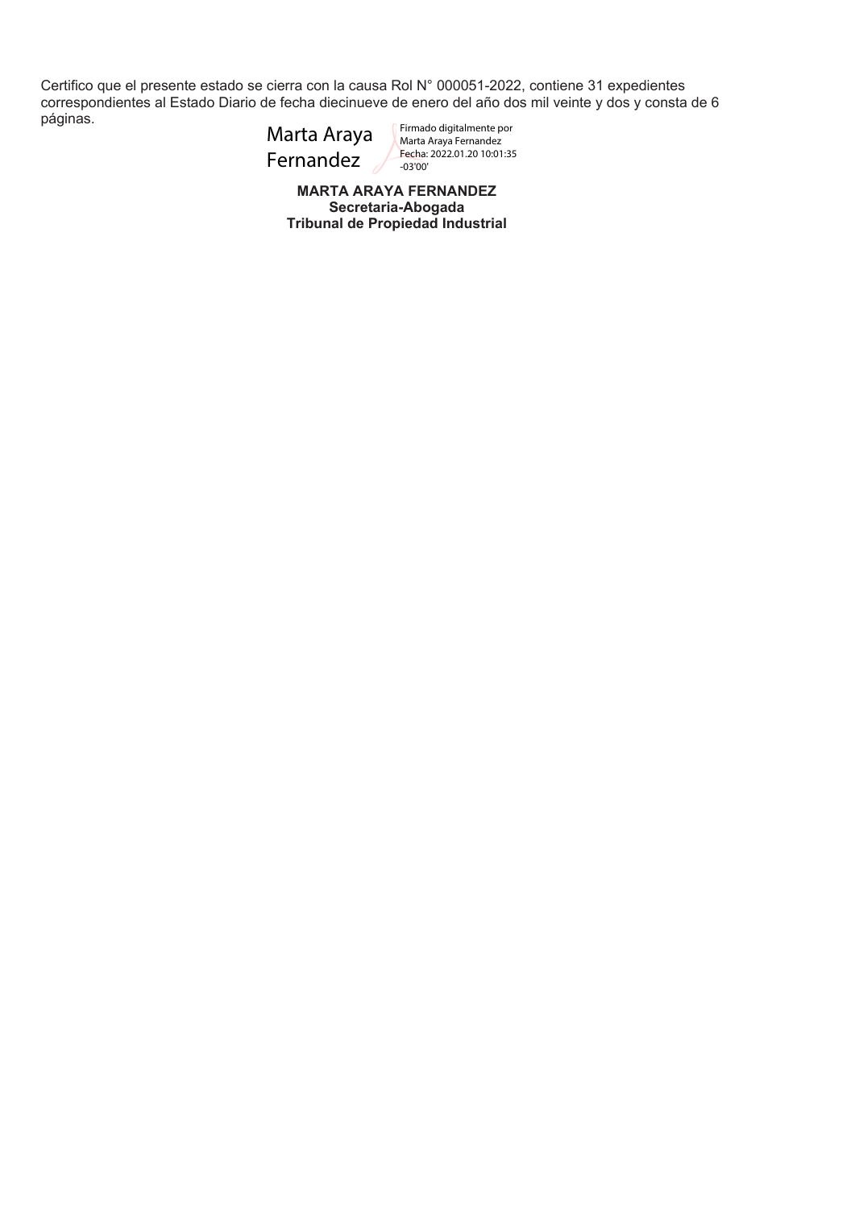Certifico que el presente estado se cierra con la causa Rol N° 000051-2022, contiene 31 expedientes correspondientes al Estado Diario de fecha diecinueve de enero del año dos mil veinte y dos y consta de 6 páginas.

Marta Araya Fernandez

Firmado digitalmente por Marta Araya Fernandez
Fecha: 2022.01.20 10:01:35 -03'00'

**MARTA ARAYA FERNANDEZ**
**Secretaria-Abogada**
**Tribunal de Propiedad Industrial**